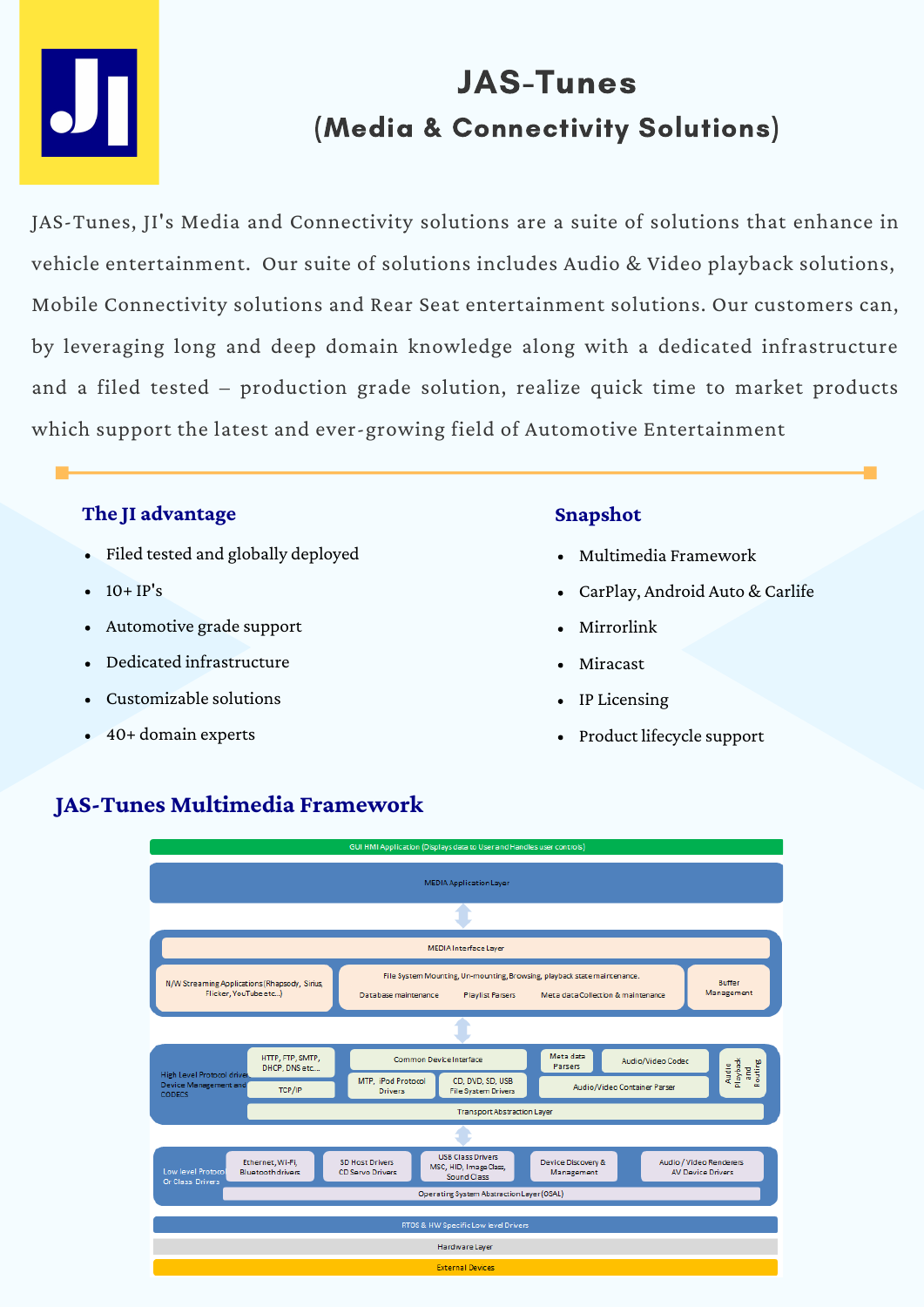# JAS-Tunes

## (Media & Connectivity Solutions)

JAS-Tunes, JI's Media and Connectivity solutions are a suite of solutions that enhance in vehicle entertainment. Our suite of solutions includes Audio & Video playback solutions, Mobile Connectivity solutions and Rear Seat entertainment solutions. Our customers can, by leveraging long and deep domain knowledge along with a dedicated infrastructure and a filed tested – production grade solution, realize quick time to market products which support the latest and ever-growing field of Automotive Entertainment

### The JI advantage

- Filed tested and globally deployed
- 10+ IP's
- Automotive grade support
- Dedicated infrastructure
- Customizable solutions
- 40+ domain experts

### Snapshot

- Multimedia Framework
- CarPlay, Android Auto & Carlife
- Mirrorlink
- Miracast
- IP Licensing
- Product lifecycle support

### JAS-Tunes Multimedia Framework

GUI HMI Application (Displays data to User and Handles user controls)

MEDIA Application Layer

MEDIA Interface Layer

N/W Streaming Applications (Rhapsody, Sirius, Flicker, YouTube etc...)

File System Mounting, Un-mounting, Browsing, playback state maintenance.

Database maintenance

Playlist Parsers

Meta data Collection & maintenance

Buffer Management

High Level Protocol drivers, Device Management and CODECS

HTTP, FTP, SMTP, DHCP, DNS etc...

TCP/IP

Common Device Interface

MTP, iPod Protocol Drivers

CD, DVD, SD, USB File System Drivers

Meta data Parsers

Audio/Video Codec

Audio/Video Container Parser

Audio Playback and Routing

Transport Abstraction Layer

Low level Protocol Or Class Drivers

Ethernet, Wi-Fi, Bluetooth drivers

SD Host Drivers CD Servo Drivers

USB Class Drivers MSC, HID, Image Class, Sound Class

Device Discovery & Management

Audio / Video Renderers AV Device Drivers

Operating System Abstraction Layer (OSAL)

RTOS & HW Specific Low level Drivers

Hardware Layer

External Devices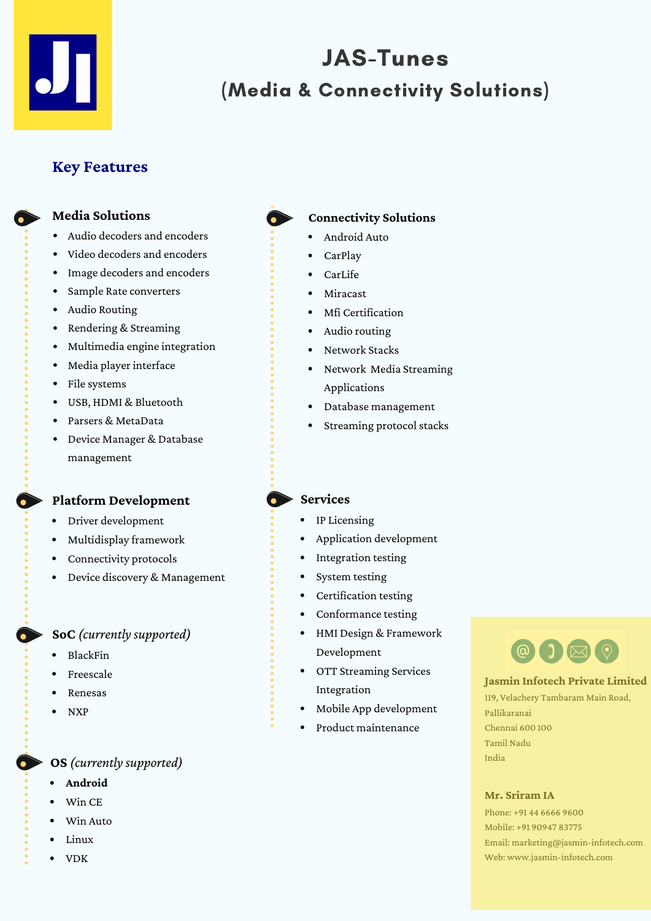# JAS-Tunes

## (Media & Connectivity Solutions)

## Key Features

### Media Solutions

- Audio decoders and encoders
- Video decoders and encoders
- Image decoders and encoders
- Sample Rate converters
- Audio Routing
- Rendering & Streaming
- Multimedia engine integration
- Media player interface
- File systems
- USB, HDMI & Bluetooth
- Parsers & MetaData
- Device Manager & Database management

### Platform Development

- Driver development
- Multidisplay framework
- Connectivity protocols
- Device discovery & Management

### SoC *(currently supported)*

- BlackFin
- Freescale
- Renesas
- NXP

### OS *(currently supported)*

- **Android**
- Win CE
- Win Auto
- Linux
- VDK

### Connectivity Solutions

- Android Auto
- CarPlay
- CarLife
- Miracast
- Mfi Certification
- Audio routing
- Network Stacks
- Network Media Streaming Applications
- Database management
- Streaming protocol stacks

### Services

- IP Licensing
- Application development
- Integration testing
- System testing
- Certification testing
- Conformance testing
- HMI Design & Framework Development
- OTT Streaming Services Integration
- Mobile App development
- Product maintenance

**Jasmin Infotech Private Limited**
119, Velachery Tambaram Main Road,
Pallikaranai
Chennai 600 100
Tamil Nadu
India

**Mr. Sriram IA**
Phone: +91 44 6666 9600
Mobile: +91 90947 83775
Email: marketing@jasmin-infotech.com
Web: www.jasmin-infotech.com